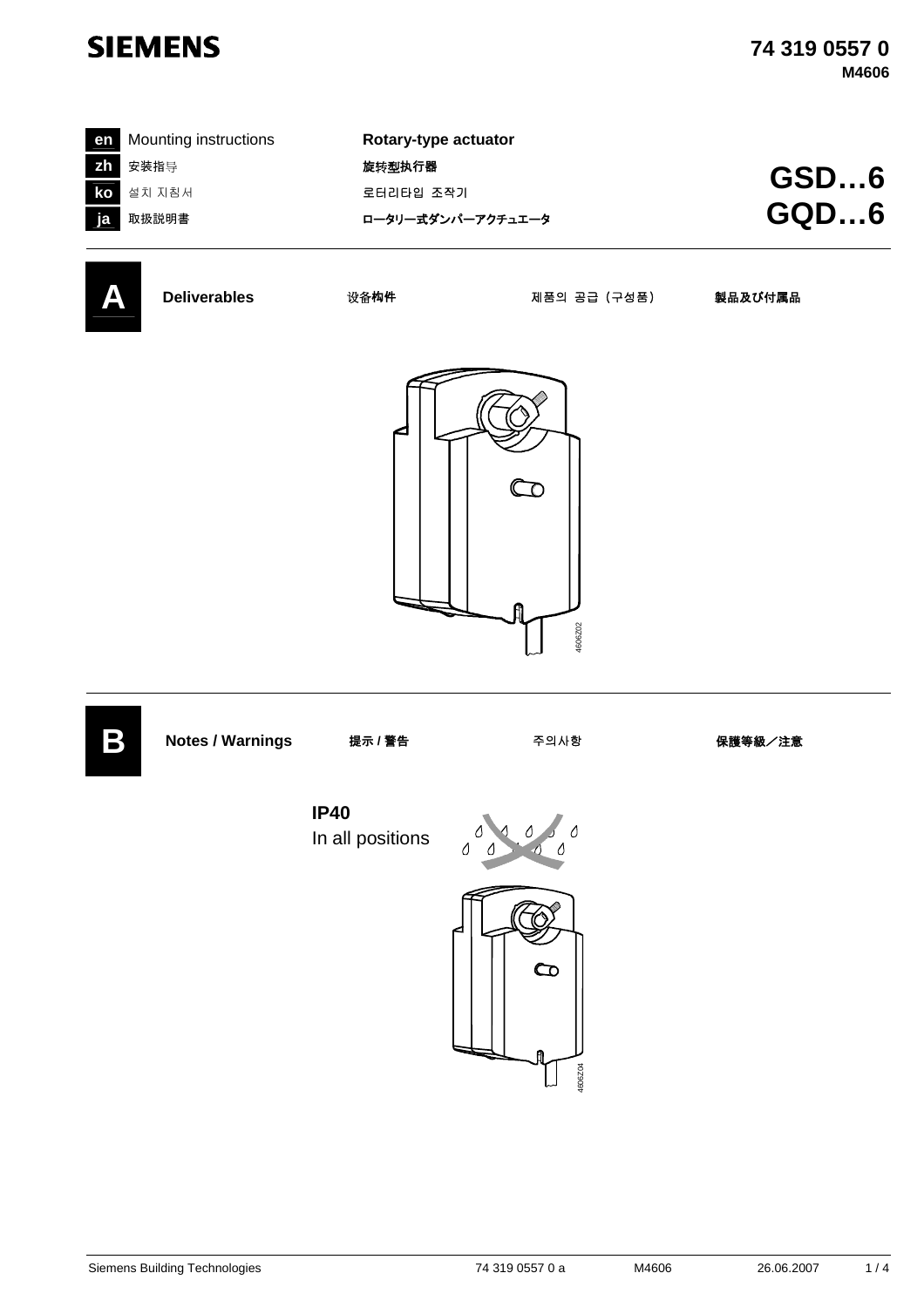SIEMENS

**74 319 0557 0**
**M4606**

| | | |
|---|---|---|
| **en** | Mounting instructions | **Rotary-type actuator** |
| **zh** | 安装指导 | **旋转型执行器** |
| **ko** | 설치 지침서 | 로터리타입 조작기 |
| **ja** | 取扱説明書 | **ロータリー式ダンパーアクチュエータ** |

# GSD…6
# GQD…6

## A Deliverables 设备构件 제품의 공급（구성품） 製品及び付属品

4606Z02

## B Notes / Warnings 提示 / 警告 주의사항 保護等級／注意

**IP40**
In all positions

4606Z04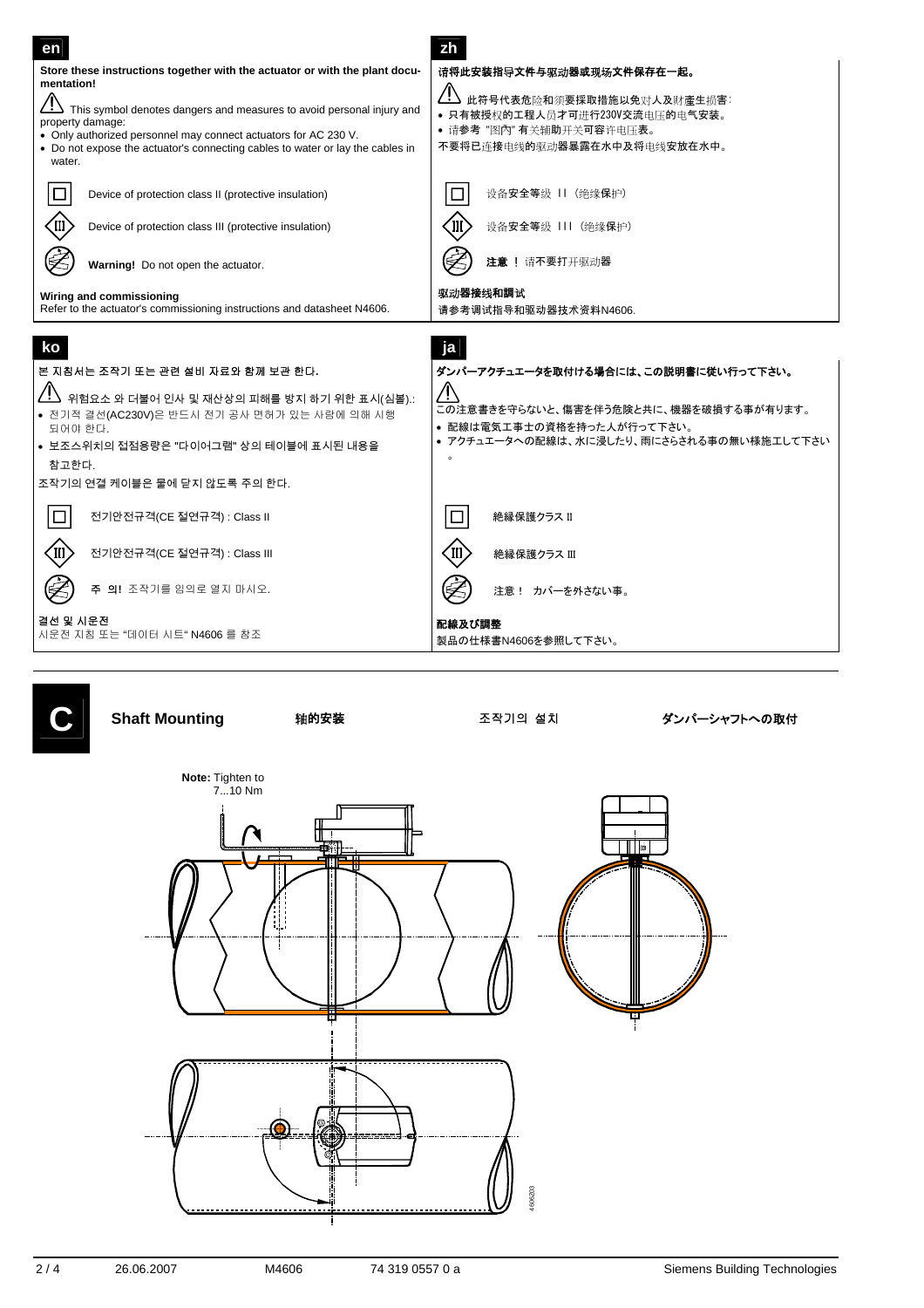## en

**Store these instructions together with the actuator or with the plant documentation!**

⚠ This symbol denotes dangers and measures to avoid personal injury and property damage:

- Only authorized personnel may connect actuators for AC 230 V.
- Do not expose the actuator's connecting cables to water or lay the cables in water.

Device of protection class II (protective insulation)

Device of protection class III (protective insulation)

**Warning!** Do not open the actuator.

**Wiring and commissioning**
Refer to the actuator's commissioning instructions and datasheet N4606.

## zh

**请将此安装指导文件与驱动器或现场文件保存在一起。**

⚠ 此符号代表危险和须要採取措施以免对人及财產生损害:

- 只有被授权的工程人员才可进行230V交流电压的电气安装。
- 请参考 "图内" 有关辅助开关可容许电压表。

不要将已连接电线的驱动器暴露在水中及将电线安放在水中。

设备安全等级 II (绝缘保护)

设备安全等级 III (绝缘保护)

**注意 !** 请不要打开驱动器

**驱动器接线和調试**
请参考调试指导和驱动器技术资料N4606.

## ko

**본 지침서는 조작기 또는 관련 설비 자료와 함께 보관 한다.**

⚠ 위험요소 와 더불어 인사 및 재산상의 피해를 방지 하기 위한 표시(심볼).:

- 전기적 결선(AC230V)은 반드시 전기 공사 면허가 있는 사람에 의해 시행 되어야 한다.
- 보조스위치의 접점용량은 "다이어그램" 상의 테이블에 표시된 내용을 참고한다.

조작기의 연결 케이블은 물에 닫지 않도록 주의 한다.

전기안전규격(CE 절연규격) : Class II

전기안전규격(CE 절연규격) : Class III

**주 의!** 조작기를 임의로 열지 마시오.

**결선 및 시운전**
시운전 지침 또는 "데이터 시트" N4606 를 참조

## ja

**ダンパーアクチュエータを取付ける場合には、この説明書に従い行って下さい。**

⚠

この注意書きを守らないと、傷害を伴う危険と共に、機器を破損する事が有ります。

- 配線は電気工事士の資格を持った人が行って下さい。
- アクチュエータへの配線は、水に浸したり、雨にさらされる事の無い様施工して下さい。

絶縁保護クラス II

絶縁保護クラス III

注意！ カバーを外さない事。

**配線及び調整**
製品の仕様書N4606を参照して下さい。

---

## C Shaft Mounting — 轴的安装 — 조작기의 설치 — ダンパーシャフトへの取付

**Note:** Tighten to 7...10 Nm

4606Z03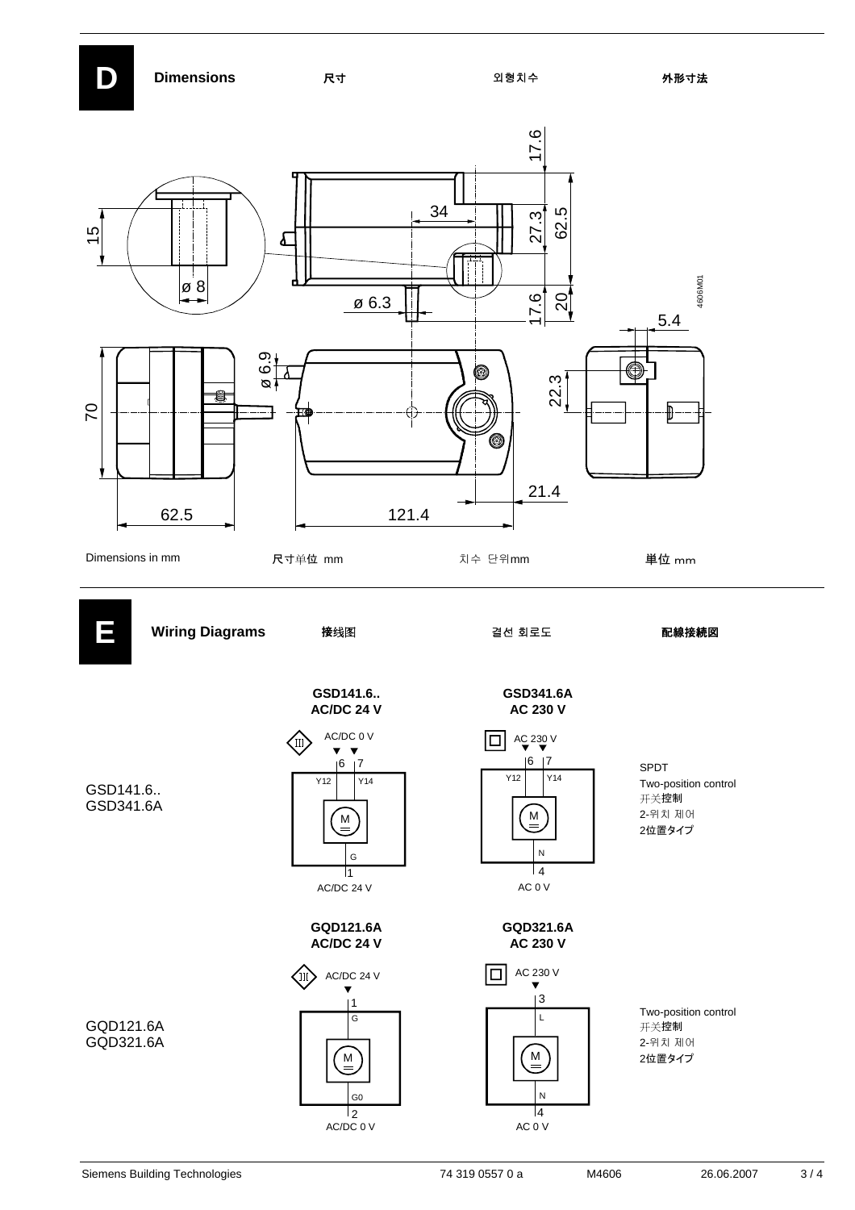# D Dimensions 尺寸 외형치수 外形寸法

17.6

34

27.3

62.5

15

ø 8

ø 6.3

17.6

20

5.4

4606M01

ø 6.9

22.3

70

62.5

121.4

21.4

Dimensions in mm 尺寸单位 mm 치수 단위mm 単位 mm

# E Wiring Diagrams 接线图 결선 회로도 配線接続図

**GSD141.6..**
**AC/DC 24 V**

AC/DC 0 V

6 7

Y12 Y14

M

G

1

AC/DC 24 V

**GSD341.6A**
**AC 230 V**

AC 230 V

6 7

Y12 Y14

M

N

4

AC 0 V

GSD141.6..
GSD341.6A

SPDT
Two-position control
开关控制
2-위치 제어
2位置タイプ

**GQD121.6A**
**AC/DC 24 V**

AC/DC 24 V

1

G

M

G0

2

AC/DC 0 V

**GQD321.6A**
**AC 230 V**

AC 230 V

3

L

M

N

4

AC 0 V

GQD121.6A
GQD321.6A

Two-position control
开关控制
2-위치 제어
2位置タイプ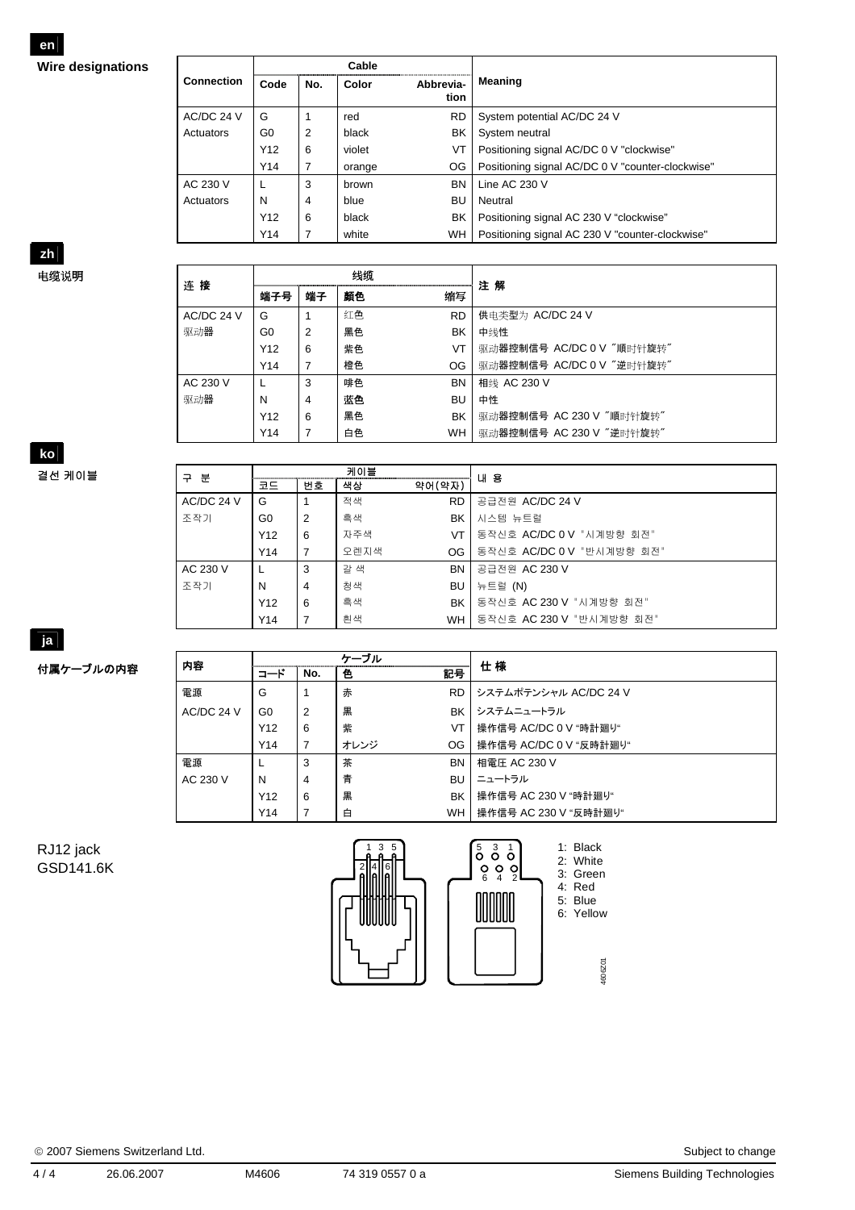**en**

**Wire designations**

| Connection | Cable | | | | Meaning |
|---|---|---|---|---|---|
| | Code | No. | Color | Abbreviation | |
| AC/DC 24 V | G | 1 | red | RD | System potential AC/DC 24 V |
| Actuators | G0 | 2 | black | BK | System neutral |
| | Y12 | 6 | violet | VT | Positioning signal AC/DC 0 V "clockwise" |
| | Y14 | 7 | orange | OG | Positioning signal AC/DC 0 V "counter-clockwise" |
| AC 230 V | L | 3 | brown | BN | Line AC 230 V |
| Actuators | N | 4 | blue | BU | Neutral |
| | Y12 | 6 | black | BK | Positioning signal AC 230 V "clockwise" |
| | Y14 | 7 | white | WH | Positioning signal AC 230 V "counter-clockwise" |

**zh**

**电缆说明**

| 连 接 | 线缆 | | | | 注 解 |
|---|---|---|---|---|---|
| | 端子号 | 端子 | 颜色 | 缩写 | |
| AC/DC 24 V | G | 1 | 红色 | RD | 供电类型为 AC/DC 24 V |
| 驱动器 | G0 | 2 | 黑色 | BK | 中线性 |
| | Y12 | 6 | 紫色 | VT | 驱动器控制信号 AC/DC 0 V "顺时针旋转" |
| | Y14 | 7 | 橙色 | OG | 驱动器控制信号 AC/DC 0 V "逆时针旋转" |
| AC 230 V | L | 3 | 啡色 | BN | 相线 AC 230 V |
| 驱动器 | N | 4 | 蓝色 | BU | 中性 |
| | Y12 | 6 | 黑色 | BK | 驱动器控制信号 AC 230 V "顺时针旋转" |
| | Y14 | 7 | 白色 | WH | 驱动器控制信号 AC 230 V "逆时针旋转" |

**ko**

**결선 케이블**

| 구 분 | 케이블 | | | | 내 용 |
|---|---|---|---|---|---|
| | 코드 | 번호 | 색상 | 약어(약자) | |
| AC/DC 24 V | G | 1 | 적색 | RD | 공급전원 AC/DC 24 V |
| 조작기 | G0 | 2 | 흑색 | BK | 시스템 뉴트럴 |
| | Y12 | 6 | 자주색 | VT | 동작신호 AC/DC 0 V "시계방향 회전" |
| | Y14 | 7 | 오렌지색 | OG | 동작신호 AC/DC 0 V "반시계방향 회전" |
| AC 230 V | L | 3 | 갈 색 | BN | 공급전원 AC 230 V |
| 조작기 | N | 4 | 청색 | BU | 뉴트럴 (N) |
| | Y12 | 6 | 흑색 | BK | 동작신호 AC 230 V "시계방향 회전" |
| | Y14 | 7 | 흰색 | WH | 동작신호 AC 230 V "반시계방향 회전" |

**ja**

**付属ケーブルの内容**

| 内容 | ケーブル | | | | 仕 様 |
|---|---|---|---|---|---|
| | コード | No. | 色 | 記号 | |
| 電源 | G | 1 | 赤 | RD | システムポテンシャル AC/DC 24 V |
| AC/DC 24 V | G0 | 2 | 黒 | BK | システムニュートラル |
| | Y12 | 6 | 紫 | VT | 操作信号 AC/DC 0 V "時計廻り" |
| | Y14 | 7 | オレンジ | OG | 操作信号 AC/DC 0 V "反時計廻り" |
| 電源 | L | 3 | 茶 | BN | 相電圧 AC 230 V |
| AC 230 V | N | 4 | 青 | BU | ニュートラル |
| | Y12 | 6 | 黒 | BK | 操作信号 AC 230 V "時計廻り" |
| | Y14 | 7 | 白 | WH | 操作信号 AC 230 V "反時計廻り" |

RJ12 jack
GSD141.6K

1 3 5
2 4 6

5 3 1
6 4 2

1: Black
2: White
3: Green
4: Red
5: Blue
6: Yellow

4606Z01

© 2007 Siemens Switzerland Ltd. Subject to change

26.06.2007 M4606 74 319 0557 0 a Siemens Building Technologies